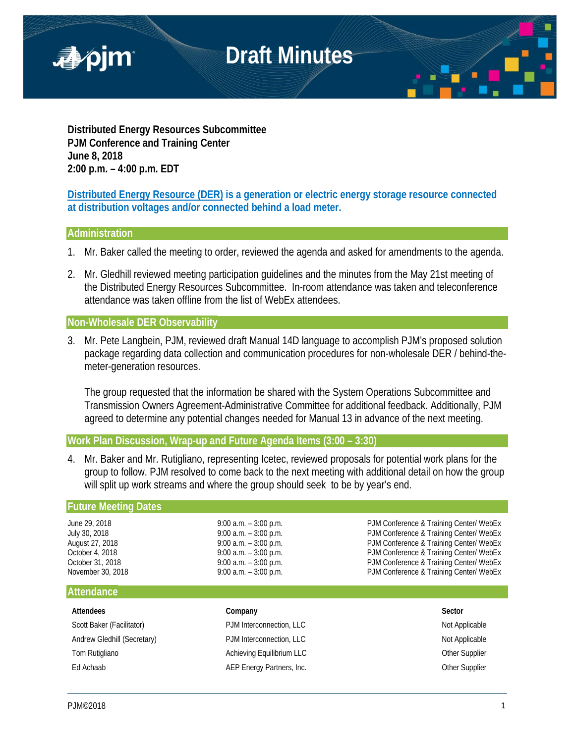# Draft Minutes

**Distributed Energy Resources Subcommittee**
**PJM Conference and Training Center**
**June 8, 2018**
**2:00 p.m. – 4:00 p.m. EDT**

**Distributed Energy Resource (DER) is a generation or electric energy storage resource connected at distribution voltages and/or connected behind a load meter.**

## Administration

1. Mr. Baker called the meeting to order, reviewed the agenda and asked for amendments to the agenda.

2. Mr. Gledhill reviewed meeting participation guidelines and the minutes from the May 21st meeting of the Distributed Energy Resources Subcommittee. In-room attendance was taken and teleconference attendance was taken offline from the list of WebEx attendees.

## Non-Wholesale DER Observability

3. Mr. Pete Langbein, PJM, reviewed draft Manual 14D language to accomplish PJM's proposed solution package regarding data collection and communication procedures for non-wholesale DER / behind-the-meter-generation resources.

   The group requested that the information be shared with the System Operations Subcommittee and Transmission Owners Agreement-Administrative Committee for additional feedback. Additionally, PJM agreed to determine any potential changes needed for Manual 13 in advance of the next meeting.

## Work Plan Discussion, Wrap-up and Future Agenda Items (3:00 – 3:30)

4. Mr. Baker and Mr. Rutigliano, representing Icetec, reviewed proposals for potential work plans for the group to follow. PJM resolved to come back to the next meeting with additional detail on how the group will split up work streams and where the group should seek to be by year's end.

## Future Meeting Dates

| | | |
|---|---|---|
| June 29, 2018 | 9:00 a.m. – 3:00 p.m. | PJM Conference & Training Center/ WebEx |
| July 30, 2018 | 9:00 a.m. – 3:00 p.m. | PJM Conference & Training Center/ WebEx |
| August 27, 2018 | 9:00 a.m. – 3:00 p.m. | PJM Conference & Training Center/ WebEx |
| October 4, 2018 | 9:00 a.m. – 3:00 p.m. | PJM Conference & Training Center/ WebEx |
| October 31, 2018 | 9:00 a.m. – 3:00 p.m. | PJM Conference & Training Center/ WebEx |
| November 30, 2018 | 9:00 a.m. – 3:00 p.m. | PJM Conference & Training Center/ WebEx |

## Attendance

| Attendees | Company | Sector |
|---|---|---|
| Scott Baker (Facilitator) | PJM Interconnection, LLC | Not Applicable |
| Andrew Gledhill (Secretary) | PJM Interconnection, LLC | Not Applicable |
| Tom Rutigliano | Achieving Equilibrium LLC | Other Supplier |
| Ed Achaab | AEP Energy Partners, Inc. | Other Supplier |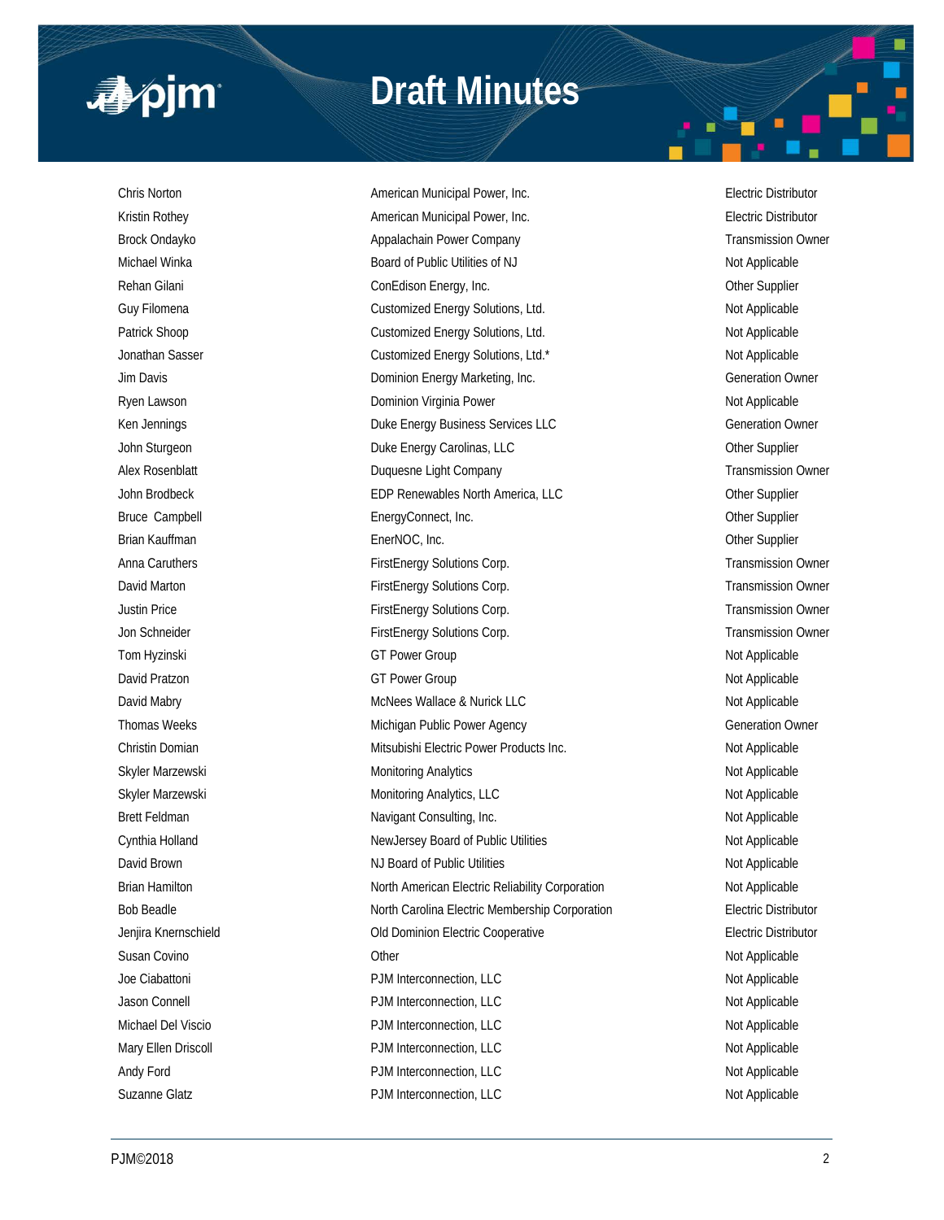| | | |
|---|---|---|
| Chris Norton | American Municipal Power, Inc. | Electric Distributor |
| Kristin Rothey | American Municipal Power, Inc. | Electric Distributor |
| Brock Ondayko | Appalachain Power Company | Transmission Owner |
| Michael Winka | Board of Public Utilities of NJ | Not Applicable |
| Rehan Gilani | ConEdison Energy, Inc. | Other Supplier |
| Guy Filomena | Customized Energy Solutions, Ltd. | Not Applicable |
| Patrick Shoop | Customized Energy Solutions, Ltd. | Not Applicable |
| Jonathan Sasser | Customized Energy Solutions, Ltd.* | Not Applicable |
| Jim Davis | Dominion Energy Marketing, Inc. | Generation Owner |
| Ryen Lawson | Dominion Virginia Power | Not Applicable |
| Ken Jennings | Duke Energy Business Services LLC | Generation Owner |
| John Sturgeon | Duke Energy Carolinas, LLC | Other Supplier |
| Alex Rosenblatt | Duquesne Light Company | Transmission Owner |
| John Brodbeck | EDP Renewables North America, LLC | Other Supplier |
| Bruce Campbell | EnergyConnect, Inc. | Other Supplier |
| Brian Kauffman | EnerNOC, Inc. | Other Supplier |
| Anna Caruthers | FirstEnergy Solutions Corp. | Transmission Owner |
| David Marton | FirstEnergy Solutions Corp. | Transmission Owner |
| Justin Price | FirstEnergy Solutions Corp. | Transmission Owner |
| Jon Schneider | FirstEnergy Solutions Corp. | Transmission Owner |
| Tom Hyzinski | GT Power Group | Not Applicable |
| David Pratzon | GT Power Group | Not Applicable |
| David Mabry | McNees Wallace & Nurick LLC | Not Applicable |
| Thomas Weeks | Michigan Public Power Agency | Generation Owner |
| Christin Domian | Mitsubishi Electric Power Products Inc. | Not Applicable |
| Skyler Marzewski | Monitoring Analytics | Not Applicable |
| Skyler Marzewski | Monitoring Analytics, LLC | Not Applicable |
| Brett Feldman | Navigant Consulting, Inc. | Not Applicable |
| Cynthia Holland | NewJersey Board of Public Utilities | Not Applicable |
| David Brown | NJ Board of Public Utilities | Not Applicable |
| Brian Hamilton | North American Electric Reliability Corporation | Not Applicable |
| Bob Beadle | North Carolina Electric Membership Corporation | Electric Distributor |
| Jenjira Knernschield | Old Dominion Electric Cooperative | Electric Distributor |
| Susan Covino | Other | Not Applicable |
| Joe Ciabattoni | PJM Interconnection, LLC | Not Applicable |
| Jason Connell | PJM Interconnection, LLC | Not Applicable |
| Michael Del Viscio | PJM Interconnection, LLC | Not Applicable |
| Mary Ellen Driscoll | PJM Interconnection, LLC | Not Applicable |
| Andy Ford | PJM Interconnection, LLC | Not Applicable |
| Suzanne Glatz | PJM Interconnection, LLC | Not Applicable |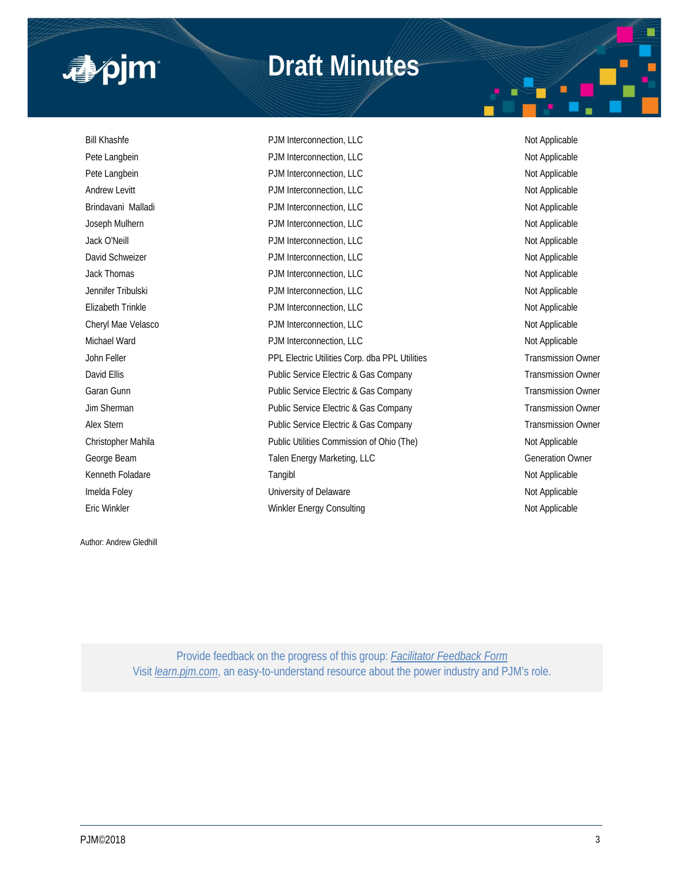| | | |
|---|---|---|
| Bill Khashfe | PJM Interconnection, LLC | Not Applicable |
| Pete Langbein | PJM Interconnection, LLC | Not Applicable |
| Pete Langbein | PJM Interconnection, LLC | Not Applicable |
| Andrew Levitt | PJM Interconnection, LLC | Not Applicable |
| Brindavani Malladi | PJM Interconnection, LLC | Not Applicable |
| Joseph Mulhern | PJM Interconnection, LLC | Not Applicable |
| Jack O'Neill | PJM Interconnection, LLC | Not Applicable |
| David Schweizer | PJM Interconnection, LLC | Not Applicable |
| Jack Thomas | PJM Interconnection, LLC | Not Applicable |
| Jennifer Tribulski | PJM Interconnection, LLC | Not Applicable |
| Elizabeth Trinkle | PJM Interconnection, LLC | Not Applicable |
| Cheryl Mae Velasco | PJM Interconnection, LLC | Not Applicable |
| Michael Ward | PJM Interconnection, LLC | Not Applicable |
| John Feller | PPL Electric Utilities Corp. dba PPL Utilities | Transmission Owner |
| David Ellis | Public Service Electric & Gas Company | Transmission Owner |
| Garan Gunn | Public Service Electric & Gas Company | Transmission Owner |
| Jim Sherman | Public Service Electric & Gas Company | Transmission Owner |
| Alex Stern | Public Service Electric & Gas Company | Transmission Owner |
| Christopher Mahila | Public Utilities Commission of Ohio (The) | Not Applicable |
| George Beam | Talen Energy Marketing, LLC | Generation Owner |
| Kenneth Foladare | Tangibl | Not Applicable |
| Imelda Foley | University of Delaware | Not Applicable |
| Eric Winkler | Winkler Energy Consulting | Not Applicable |

Author: Andrew Gledhill

Provide feedback on the progress of this group: *Facilitator Feedback Form*
Visit *learn.pjm.com*, an easy-to-understand resource about the power industry and PJM's role.